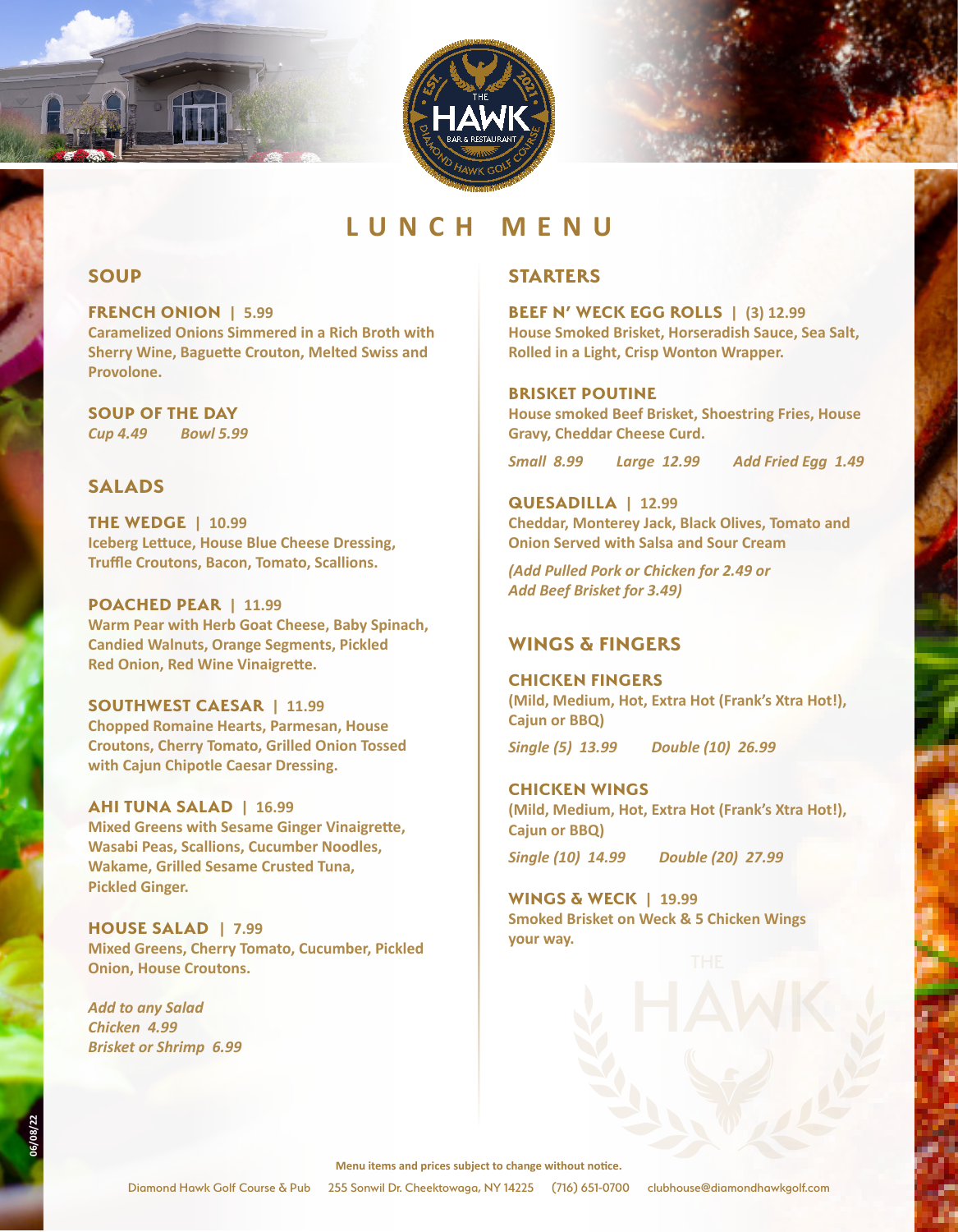# LUNCH MENU

## SOUP

### FRENCH ONION | 5.99

Caramelized Onions Simmered in a Rich Broth with Sherry Wine, Baguette Crouton, Melted Swiss and Provolone.

### SOUP OF THE DAY

*Cup 4.49 Bowl 5.99*

## SALADS

### THE WEDGE | 10.99

Iceberg Lettuce, House Blue Cheese Dressing, Truffle Croutons, Bacon, Tomato, Scallions.

### POACHED PEAR | 11.99

Warm Pear with Herb Goat Cheese, Baby Spinach, Candied Walnuts, Orange Segments, Pickled Red Onion, Red Wine Vinaigrette.

### SOUTHWEST CAESAR | 11.99

Chopped Romaine Hearts, Parmesan, House Croutons, Cherry Tomato, Grilled Onion Tossed with Cajun Chipotle Caesar Dressing.

### AHI TUNA SALAD | 16.99

Mixed Greens with Sesame Ginger Vinaigrette, Wasabi Peas, Scallions, Cucumber Noodles, Wakame, Grilled Sesame Crusted Tuna, Pickled Ginger.

### HOUSE SALAD | 7.99

Mixed Greens, Cherry Tomato, Cucumber, Pickled Onion, House Croutons.

*Add to any Salad*
*Chicken 4.99*
*Brisket or Shrimp 6.99*

## STARTERS

### BEEF N' WECK EGG ROLLS | (3) 12.99

House Smoked Brisket, Horseradish Sauce, Sea Salt, Rolled in a Light, Crisp Wonton Wrapper.

### BRISKET POUTINE

House smoked Beef Brisket, Shoestring Fries, House Gravy, Cheddar Cheese Curd.

*Small 8.99 Large 12.99 Add Fried Egg 1.49*

### QUESADILLA | 12.99

Cheddar, Monterey Jack, Black Olives, Tomato and Onion Served with Salsa and Sour Cream

*(Add Pulled Pork or Chicken for 2.49 or Add Beef Brisket for 3.49)*

## WINGS & FINGERS

### CHICKEN FINGERS

(Mild, Medium, Hot, Extra Hot (Frank's Xtra Hot!), Cajun or BBQ)

*Single (5) 13.99 Double (10) 26.99*

### CHICKEN WINGS

(Mild, Medium, Hot, Extra Hot (Frank's Xtra Hot!), Cajun or BBQ)

*Single (10) 14.99 Double (20) 27.99*

### WINGS & WECK | 19.99

Smoked Brisket on Weck & 5 Chicken Wings your way.

Menu items and prices subject to change without notice.

Diamond Hawk Golf Course & Pub 255 Sonwil Dr. Cheektowaga, NY 14225 (716) 651-0700 clubhouse@diamondhawkgolf.com

06/08/22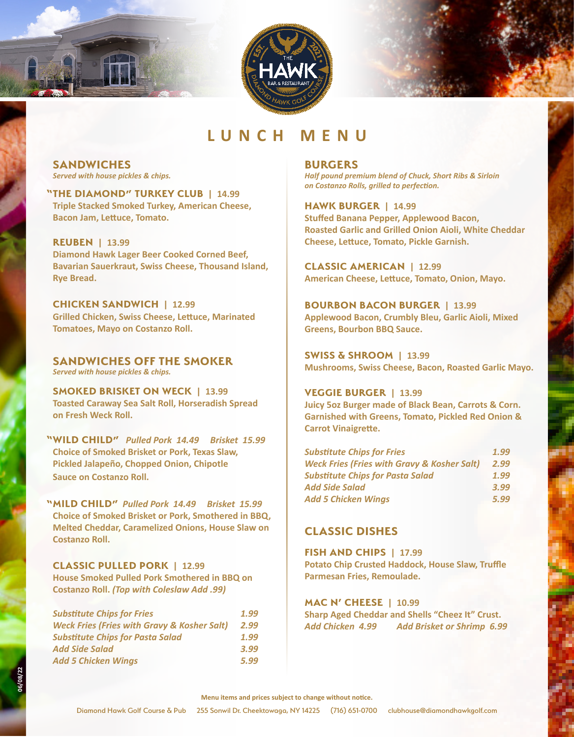# LUNCH MENU

## SANDWICHES

*Served with house pickles & chips.*

### "THE DIAMOND" TURKEY CLUB | 14.99

Triple Stacked Smoked Turkey, American Cheese, Bacon Jam, Lettuce, Tomato.

### REUBEN | 13.99

Diamond Hawk Lager Beer Cooked Corned Beef, Bavarian Sauerkraut, Swiss Cheese, Thousand Island, Rye Bread.

### CHICKEN SANDWICH | 12.99

Grilled Chicken, Swiss Cheese, Lettuce, Marinated Tomatoes, Mayo on Costanzo Roll.

## SANDWICHES OFF THE SMOKER

*Served with house pickles & chips.*

### SMOKED BRISKET ON WECK | 13.99

Toasted Caraway Sea Salt Roll, Horseradish Spread on Fresh Weck Roll.

### "WILD CHILD" *Pulled Pork 14.49 Brisket 15.99*

Choice of Smoked Brisket or Pork, Texas Slaw, Pickled Jalapeño, Chopped Onion, Chipotle Sauce on Costanzo Roll.

### "MILD CHILD" *Pulled Pork 14.49 Brisket 15.99*

Choice of Smoked Brisket or Pork, Smothered in BBQ, Melted Cheddar, Caramelized Onions, House Slaw on Costanzo Roll.

### CLASSIC PULLED PORK | 12.99

House Smoked Pulled Pork Smothered in BBQ on Costanzo Roll. *(Top with Coleslaw Add .99)*

| | |
|---|---|
| *Substitute Chips for Fries* | *1.99* |
| *Weck Fries (Fries with Gravy & Kosher Salt)* | *2.99* |
| *Substitute Chips for Pasta Salad* | *1.99* |
| *Add Side Salad* | *3.99* |
| *Add 5 Chicken Wings* | *5.99* |

## BURGERS

*Half pound premium blend of Chuck, Short Ribs & Sirloin on Costanzo Rolls, grilled to perfection.*

### HAWK BURGER | 14.99

Stuffed Banana Pepper, Applewood Bacon, Roasted Garlic and Grilled Onion Aioli, White Cheddar Cheese, Lettuce, Tomato, Pickle Garnish.

### CLASSIC AMERICAN | 12.99

American Cheese, Lettuce, Tomato, Onion, Mayo.

### BOURBON BACON BURGER | 13.99

Applewood Bacon, Crumbly Bleu, Garlic Aioli, Mixed Greens, Bourbon BBQ Sauce.

### SWISS & SHROOM | 13.99

Mushrooms, Swiss Cheese, Bacon, Roasted Garlic Mayo.

### VEGGIE BURGER | 13.99

Juicy 5oz Burger made of Black Bean, Carrots & Corn. Garnished with Greens, Tomato, Pickled Red Onion & Carrot Vinaigrette.

| | |
|---|---|
| *Substitute Chips for Fries* | *1.99* |
| *Weck Fries (Fries with Gravy & Kosher Salt)* | *2.99* |
| *Substitute Chips for Pasta Salad* | *1.99* |
| *Add Side Salad* | *3.99* |
| *Add 5 Chicken Wings* | *5.99* |

## CLASSIC DISHES

### FISH AND CHIPS | 17.99

Potato Chip Crusted Haddock, House Slaw, Truffle Parmesan Fries, Remoulade.

### MAC N' CHEESE | 10.99

Sharp Aged Cheddar and Shells "Cheez It" Crust.

*Add Chicken 4.99 Add Brisket or Shrimp 6.99*

Menu items and prices subject to change without notice.

Diamond Hawk Golf Course & Pub 255 Sonwil Dr. Cheektowaga, NY 14225 (716) 651-0700 clubhouse@diamondhawkgolf.com

06/08/22